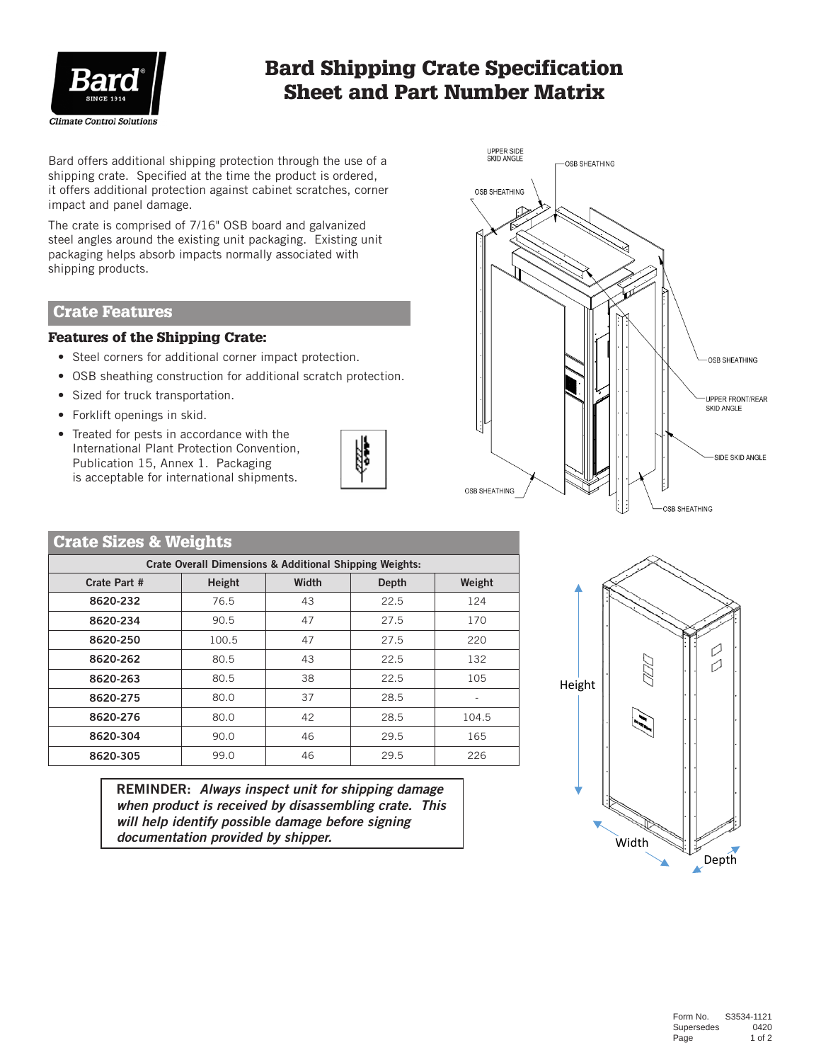# Bard Shipping Crate Specification Sheet and Part Number Matrix

Bard offers additional shipping protection through the use of a shipping crate. Specified at the time the product is ordered, it offers additional protection against cabinet scratches, corner impact and panel damage.

The crate is comprised of 7/16" OSB board and galvanized steel angles around the existing unit packaging. Existing unit packaging helps absorb impacts normally associated with shipping products.

## Crate Features

### Features of the Shipping Crate:

- Steel corners for additional corner impact protection.
- OSB sheathing construction for additional scratch protection.
- Sized for truck transportation.
- Forklift openings in skid.
- Treated for pests in accordance with the International Plant Protection Convention, Publication 15, Annex 1. Packaging is acceptable for international shipments.

## Crate Sizes & Weights

| Crate Overall Dimensions & Additional Shipping Weights: | | | | |
|---|---|---|---|---|
| **Crate Part #** | **Height** | **Width** | **Depth** | **Weight** |
| **8620-232** | 76.5 | 43 | 22.5 | 124 |
| **8620-234** | 90.5 | 47 | 27.5 | 170 |
| **8620-250** | 100.5 | 47 | 27.5 | 220 |
| **8620-262** | 80.5 | 43 | 22.5 | 132 |
| **8620-263** | 80.5 | 38 | 22.5 | 105 |
| **8620-275** | 80.0 | 37 | 28.5 | - |
| **8620-276** | 80.0 | 42 | 28.5 | 104.5 |
| **8620-304** | 90.0 | 46 | 29.5 | 165 |
| **8620-305** | 99.0 | 46 | 29.5 | 226 |

**REMINDER:** ***Always inspect unit for shipping damage when product is received by disassembling crate. This will help identify possible damage before signing documentation provided by shipper.***

Form No. S3534-1121
Supersedes 0420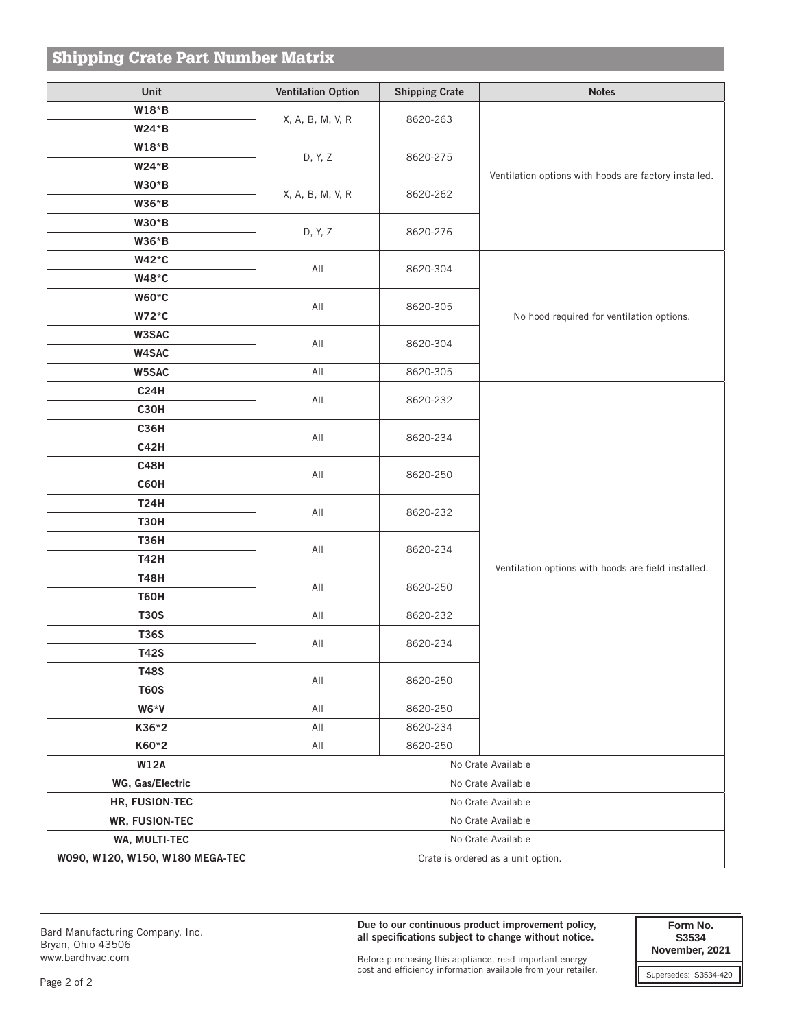## Shipping Crate Part Number Matrix

| Unit | Ventilation Option | Shipping Crate | Notes |
|---|---|---|---|
| W18*B | X, A, B, M, V, R | 8620-263 | Ventilation options with hoods are factory installed. |
| W24*B | | | |
| W18*B | D, Y, Z | 8620-275 | |
| W24*B | | | |
| W30*B | X, A, B, M, V, R | 8620-262 | |
| W36*B | | | |
| W30*B | D, Y, Z | 8620-276 | |
| W36*B | | | |
| W42*C | All | 8620-304 | No hood required for ventilation options. |
| W48*C | | | |
| W60*C | All | 8620-305 | |
| W72*C | | | |
| W3SAC | All | 8620-304 | |
| W4SAC | | | |
| W5SAC | All | 8620-305 | |
| C24H | All | 8620-232 | Ventilation options with hoods are field installed. |
| C30H | | | |
| C36H | All | 8620-234 | |
| C42H | | | |
| C48H | All | 8620-250 | |
| C60H | | | |
| T24H | All | 8620-232 | |
| T30H | | | |
| T36H | All | 8620-234 | |
| T42H | | | |
| T48H | All | 8620-250 | |
| T60H | | | |
| T30S | All | 8620-232 | |
| T36S | All | 8620-234 | |
| T42S | | | |
| T48S | All | 8620-250 | |
| T60S | | | |
| W6*V | All | 8620-250 | |
| K36*2 | All | 8620-234 | |
| K60*2 | All | 8620-250 | |
| W12A | No Crate Available | | |
| WG, Gas/Electric | No Crate Available | | |
| HR, FUSION-TEC | No Crate Available | | |
| WR, FUSION-TEC | No Crate Available | | |
| WA, MULTI-TEC | No Crate Availabie | | |
| W090, W120, W150, W180 MEGA-TEC | Crate is ordered as a unit option. | | |

Bard Manufacturing Company, Inc.
Bryan, Ohio 43506
www.bardhvac.com

**Due to our continuous product improvement policy, all specifications subject to change without notice.**

Before purchasing this appliance, read important energy cost and efficiency information available from your retailer.

**Form No. S3534 November, 2021**

Supersedes: S3534-420